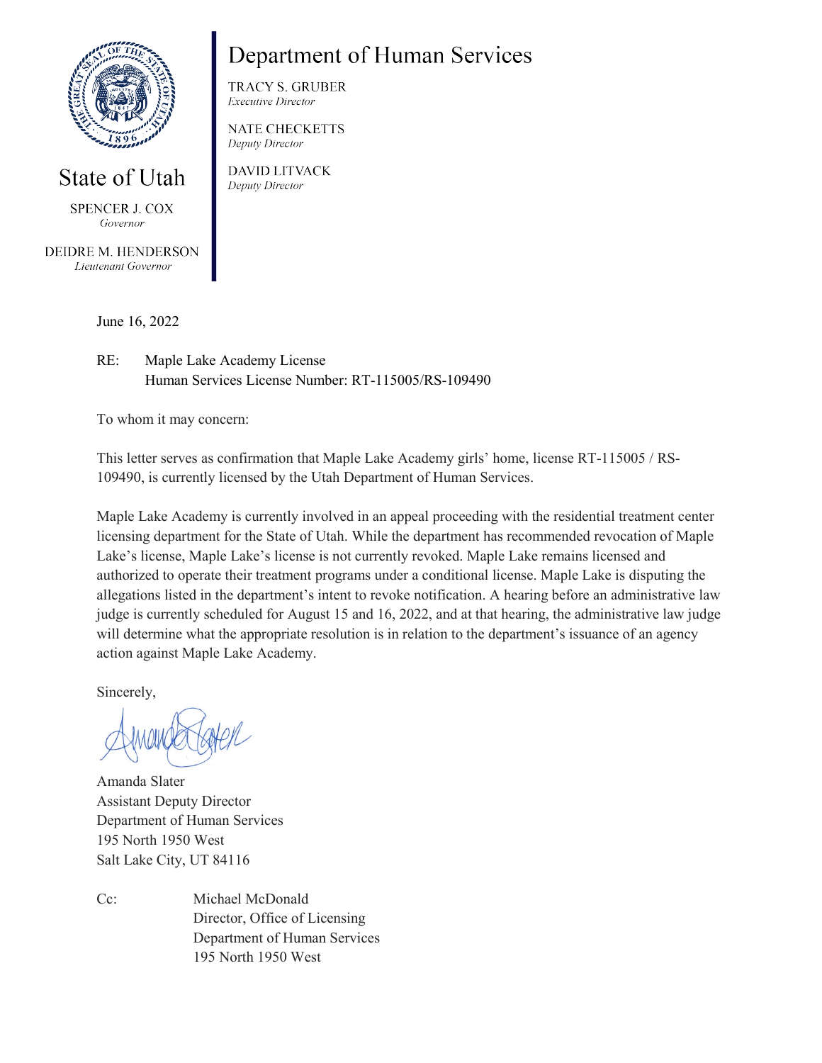State of Utah

SPENCER J. COX
*Governor*

DEIDRE M. HENDERSON
*Lieutenant Governor*

# Department of Human Services

TRACY S. GRUBER
*Executive Director*

NATE CHECKETTS
*Deputy Director*

DAVID LITVACK
*Deputy Director*

June 16, 2022

RE: Maple Lake Academy License
Human Services License Number: RT-115005/RS-109490

To whom it may concern:

This letter serves as confirmation that Maple Lake Academy girls' home, license RT-115005 / RS-109490, is currently licensed by the Utah Department of Human Services.

Maple Lake Academy is currently involved in an appeal proceeding with the residential treatment center licensing department for the State of Utah. While the department has recommended revocation of Maple Lake's license, Maple Lake's license is not currently revoked. Maple Lake remains licensed and authorized to operate their treatment programs under a conditional license. Maple Lake is disputing the allegations listed in the department's intent to revoke notification. A hearing before an administrative law judge is currently scheduled for August 15 and 16, 2022, and at that hearing, the administrative law judge will determine what the appropriate resolution is in relation to the department's issuance of an agency action against Maple Lake Academy.

Sincerely,

Amanda Slater
Assistant Deputy Director
Department of Human Services
195 North 1950 West
Salt Lake City, UT 84116

Cc: Michael McDonald
Director, Office of Licensing
Department of Human Services
195 North 1950 West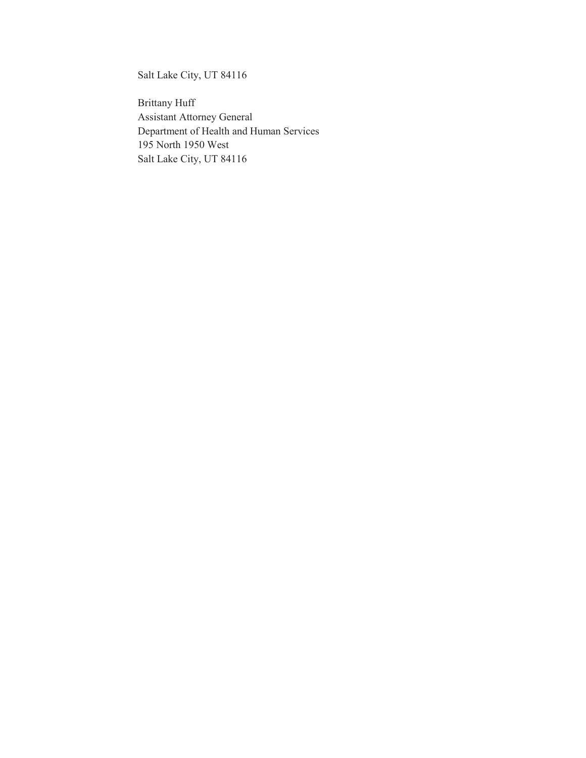Salt Lake City, UT 84116

Brittany Huff
Assistant Attorney General
Department of Health and Human Services
195 North 1950 West
Salt Lake City, UT 84116